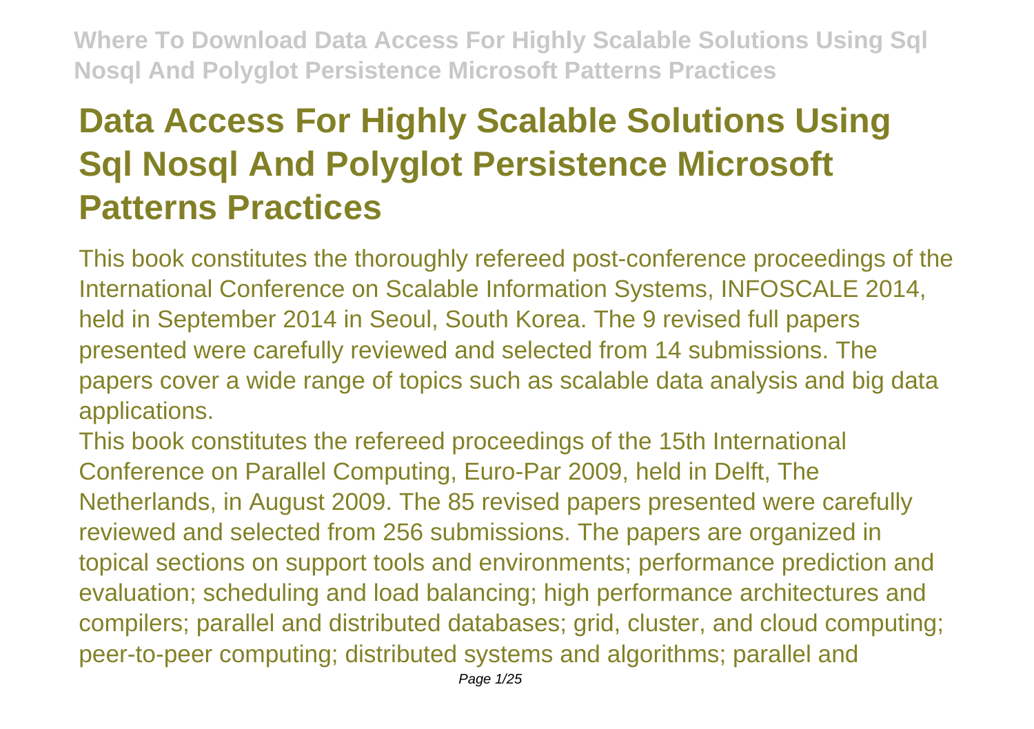# Data Access For Highly Scalable Solutions Using Sql Nosql And Polyglot Persistence Microsoft Patterns Practices

This book constitutes the thoroughly refereed post-conference proceedings of the International Conference on Scalable Information Systems, INFOSCALE 2014, held in September 2014 in Seoul, South Korea. The 9 revised full papers presented were carefully reviewed and selected from 14 submissions. The papers cover a wide range of topics such as scalable data analysis and big data applications.

This book constitutes the refereed proceedings of the 15th International Conference on Parallel Computing, Euro-Par 2009, held in Delft, The Netherlands, in August 2009. The 85 revised papers presented were carefully reviewed and selected from 256 submissions. The papers are organized in topical sections on support tools and environments; performance prediction and evaluation; scheduling and load balancing; high performance architectures and compilers; parallel and distributed databases; grid, cluster, and cloud computing; peer-to-peer computing; distributed systems and algorithms; parallel and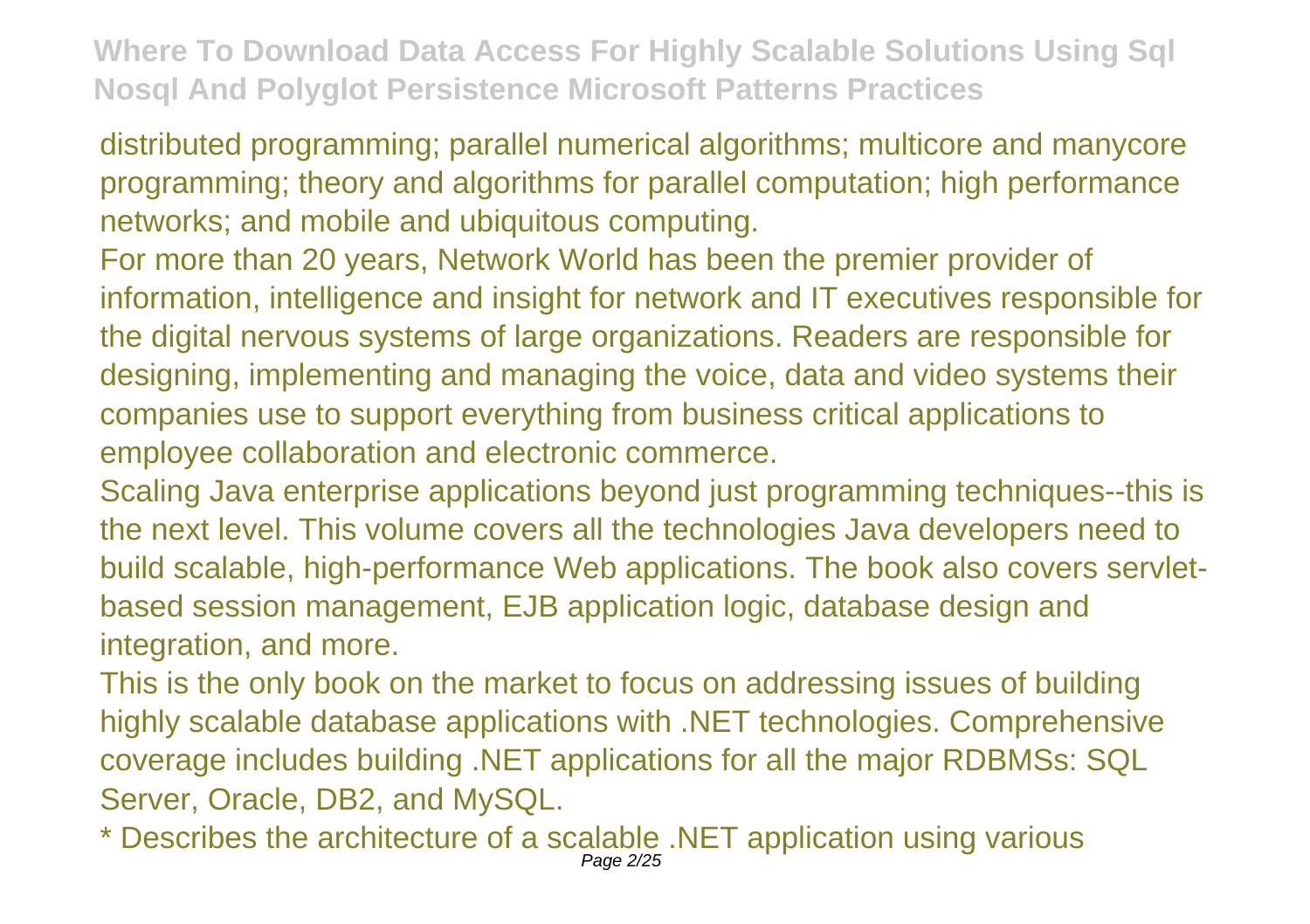distributed programming; parallel numerical algorithms; multicore and manycore programming; theory and algorithms for parallel computation; high performance networks; and mobile and ubiquitous computing.

For more than 20 years, Network World has been the premier provider of information, intelligence and insight for network and IT executives responsible for the digital nervous systems of large organizations. Readers are responsible for designing, implementing and managing the voice, data and video systems their companies use to support everything from business critical applications to employee collaboration and electronic commerce.

Scaling Java enterprise applications beyond just programming techniques--this is the next level. This volume covers all the technologies Java developers need to build scalable, high-performance Web applications. The book also covers servlet-based session management, EJB application logic, database design and integration, and more.

This is the only book on the market to focus on addressing issues of building highly scalable database applications with .NET technologies. Comprehensive coverage includes building .NET applications for all the major RDBMSs: SQL Server, Oracle, DB2, and MySQL.

* Describes the architecture of a scalable .NET application using various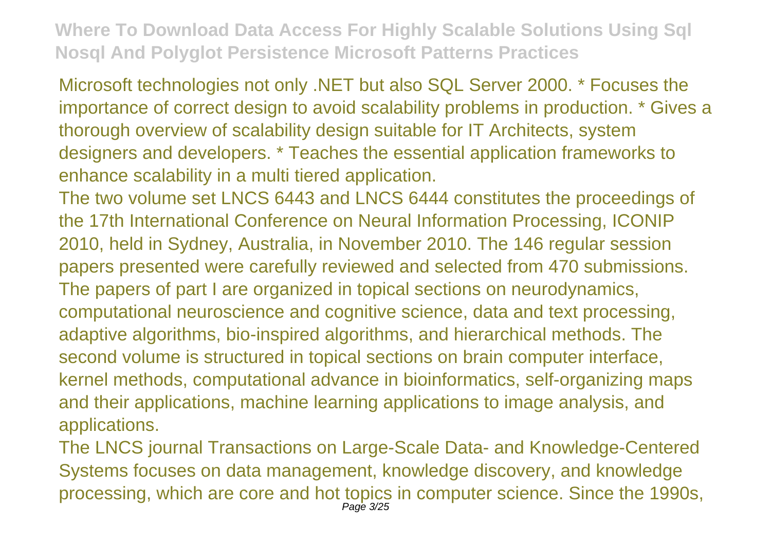Microsoft technologies not only .NET but also SQL Server 2000. * Focuses the importance of correct design to avoid scalability problems in production. * Gives a thorough overview of scalability design suitable for IT Architects, system designers and developers. * Teaches the essential application frameworks to enhance scalability in a multi tiered application.

The two volume set LNCS 6443 and LNCS 6444 constitutes the proceedings of the 17th International Conference on Neural Information Processing, ICONIP 2010, held in Sydney, Australia, in November 2010. The 146 regular session papers presented were carefully reviewed and selected from 470 submissions. The papers of part I are organized in topical sections on neurodynamics, computational neuroscience and cognitive science, data and text processing, adaptive algorithms, bio-inspired algorithms, and hierarchical methods. The second volume is structured in topical sections on brain computer interface, kernel methods, computational advance in bioinformatics, self-organizing maps and their applications, machine learning applications to image analysis, and applications.

The LNCS journal Transactions on Large-Scale Data- and Knowledge-Centered Systems focuses on data management, knowledge discovery, and knowledge processing, which are core and hot topics in computer science. Since the 1990s,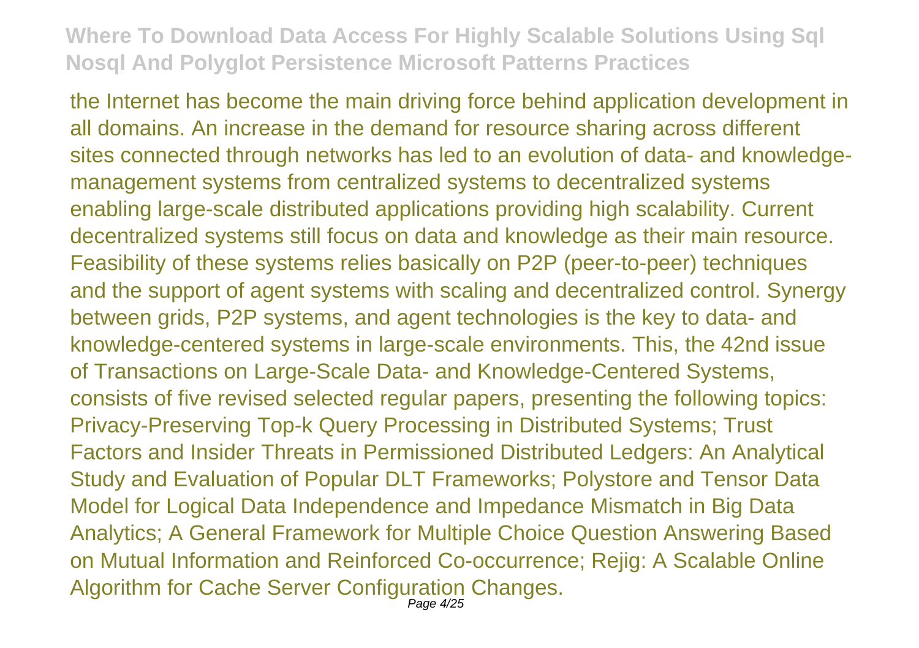the Internet has become the main driving force behind application development in all domains. An increase in the demand for resource sharing across different sites connected through networks has led to an evolution of data- and knowledge-management systems from centralized systems to decentralized systems enabling large-scale distributed applications providing high scalability. Current decentralized systems still focus on data and knowledge as their main resource. Feasibility of these systems relies basically on P2P (peer-to-peer) techniques and the support of agent systems with scaling and decentralized control. Synergy between grids, P2P systems, and agent technologies is the key to data- and knowledge-centered systems in large-scale environments. This, the 42nd issue of Transactions on Large-Scale Data- and Knowledge-Centered Systems, consists of five revised selected regular papers, presenting the following topics: Privacy-Preserving Top-k Query Processing in Distributed Systems; Trust Factors and Insider Threats in Permissioned Distributed Ledgers: An Analytical Study and Evaluation of Popular DLT Frameworks; Polystore and Tensor Data Model for Logical Data Independence and Impedance Mismatch in Big Data Analytics; A General Framework for Multiple Choice Question Answering Based on Mutual Information and Reinforced Co-occurrence; Rejig: A Scalable Online Algorithm for Cache Server Configuration Changes.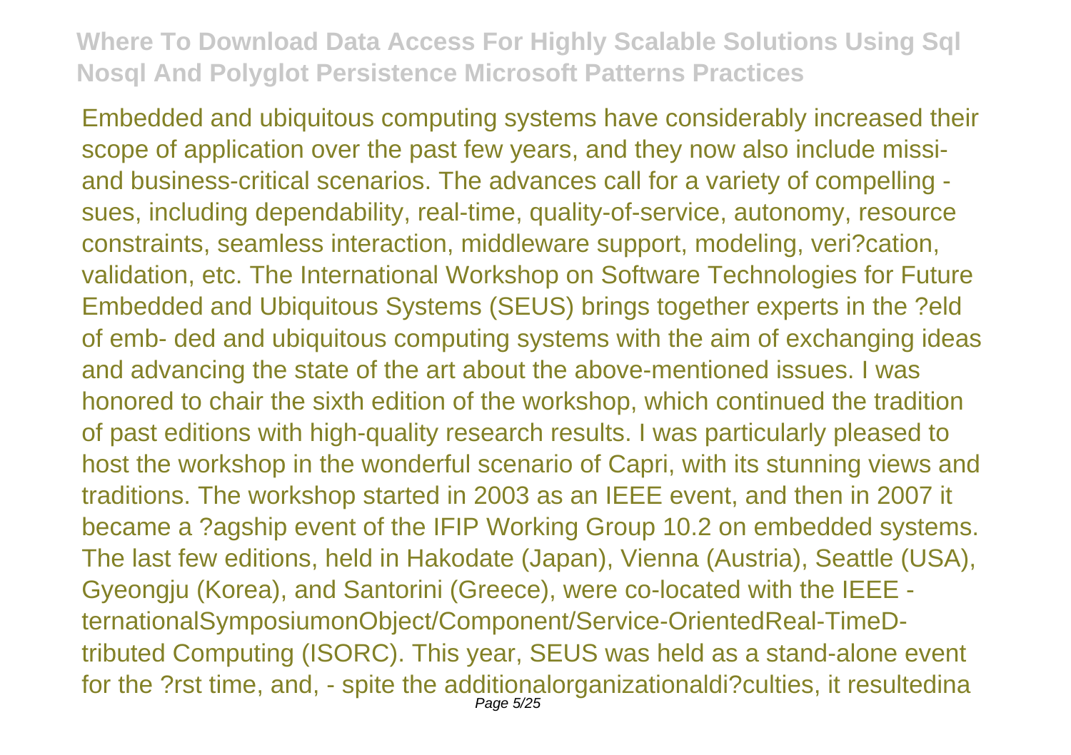Embedded and ubiquitous computing systems have considerably increased their scope of application over the past few years, and they now also include missi- and business-critical scenarios. The advances call for a variety of compelling - sues, including dependability, real-time, quality-of-service, autonomy, resource constraints, seamless interaction, middleware support, modeling, veri?cation, validation, etc. The International Workshop on Software Technologies for Future Embedded and Ubiquitous Systems (SEUS) brings together experts in the ?eld of emb- ded and ubiquitous computing systems with the aim of exchanging ideas and advancing the state of the art about the above-mentioned issues. I was honored to chair the sixth edition of the workshop, which continued the tradition of past editions with high-quality research results. I was particularly pleased to host the workshop in the wonderful scenario of Capri, with its stunning views and traditions. The workshop started in 2003 as an IEEE event, and then in 2007 it became a ?agship event of the IFIP Working Group 10.2 on embedded systems. The last few editions, held in Hakodate (Japan), Vienna (Austria), Seattle (USA), Gyeongju (Korea), and Santorini (Greece), were co-located with the IEEE - ternationalSymposiumonObject/Component/Service-OrientedReal-TimeD- tributed Computing (ISORC). This year, SEUS was held as a stand-alone event for the ?rst time, and, - spite the additionalorganizationaldi?culties, it resultedina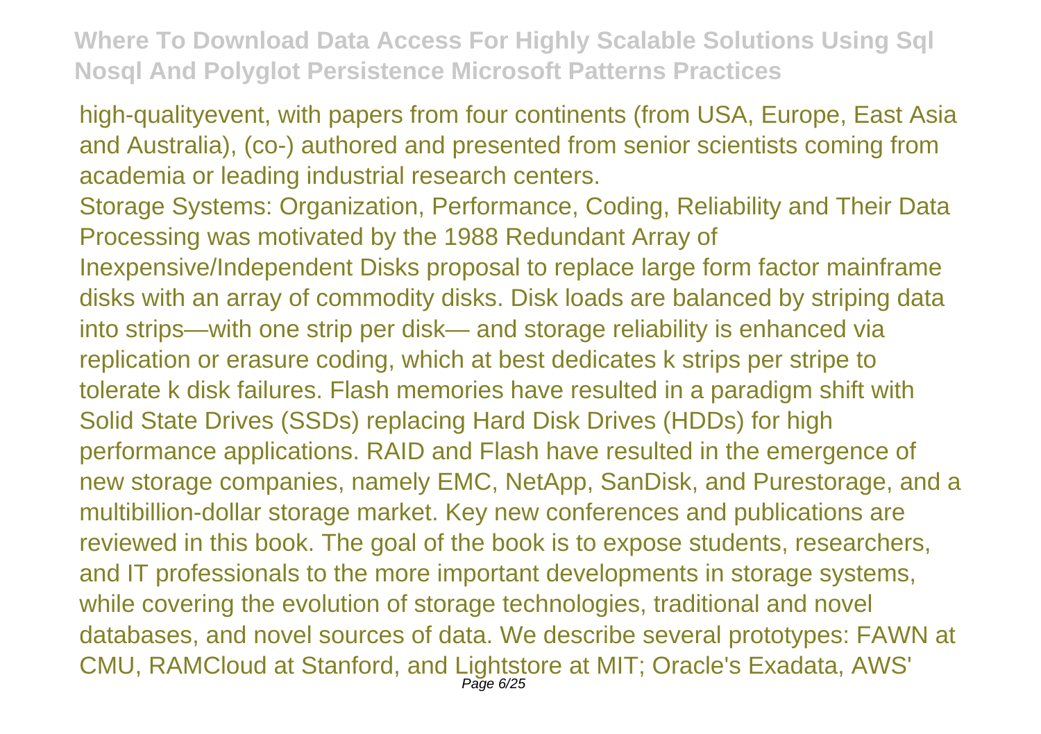high-qualityevent, with papers from four continents (from USA, Europe, East Asia and Australia), (co-) authored and presented from senior scientists coming from academia or leading industrial research centers.

Storage Systems: Organization, Performance, Coding, Reliability and Their Data Processing was motivated by the 1988 Redundant Array of Inexpensive/Independent Disks proposal to replace large form factor mainframe disks with an array of commodity disks. Disk loads are balanced by striping data into strips—with one strip per disk— and storage reliability is enhanced via replication or erasure coding, which at best dedicates k strips per stripe to tolerate k disk failures. Flash memories have resulted in a paradigm shift with Solid State Drives (SSDs) replacing Hard Disk Drives (HDDs) for high performance applications. RAID and Flash have resulted in the emergence of new storage companies, namely EMC, NetApp, SanDisk, and Purestorage, and a multibillion-dollar storage market. Key new conferences and publications are reviewed in this book. The goal of the book is to expose students, researchers, and IT professionals to the more important developments in storage systems, while covering the evolution of storage technologies, traditional and novel databases, and novel sources of data. We describe several prototypes: FAWN at CMU, RAMCloud at Stanford, and Lightstore at MIT; Oracle's Exadata, AWS'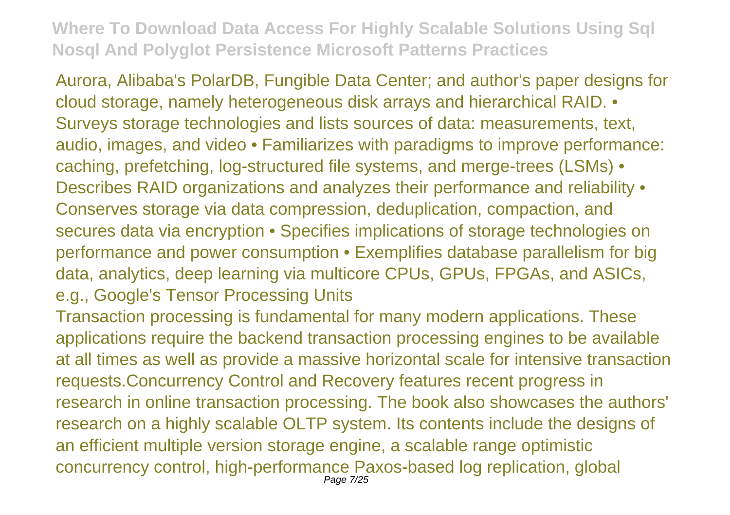Aurora, Alibaba's PolarDB, Fungible Data Center; and author's paper designs for cloud storage, namely heterogeneous disk arrays and hierarchical RAID. • Surveys storage technologies and lists sources of data: measurements, text, audio, images, and video • Familiarizes with paradigms to improve performance: caching, prefetching, log-structured file systems, and merge-trees (LSMs) • Describes RAID organizations and analyzes their performance and reliability • Conserves storage via data compression, deduplication, compaction, and secures data via encryption • Specifies implications of storage technologies on performance and power consumption • Exemplifies database parallelism for big data, analytics, deep learning via multicore CPUs, GPUs, FPGAs, and ASICs, e.g., Google's Tensor Processing Units

Transaction processing is fundamental for many modern applications. These applications require the backend transaction processing engines to be available at all times as well as provide a massive horizontal scale for intensive transaction requests.Concurrency Control and Recovery features recent progress in research in online transaction processing. The book also showcases the authors' research on a highly scalable OLTP system. Its contents include the designs of an efficient multiple version storage engine, a scalable range optimistic concurrency control, high-performance Paxos-based log replication, global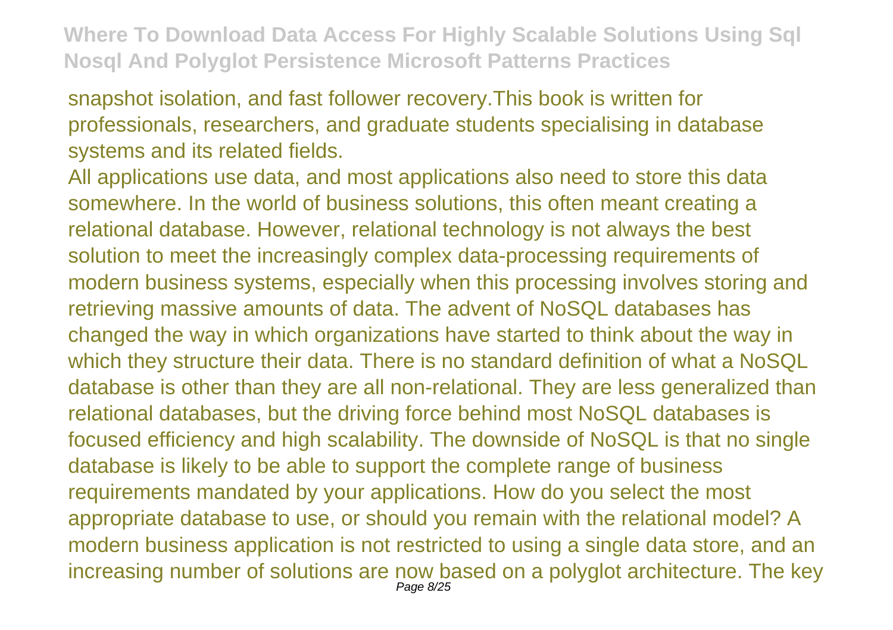snapshot isolation, and fast follower recovery.This book is written for professionals, researchers, and graduate students specialising in database systems and its related fields.

All applications use data, and most applications also need to store this data somewhere. In the world of business solutions, this often meant creating a relational database. However, relational technology is not always the best solution to meet the increasingly complex data-processing requirements of modern business systems, especially when this processing involves storing and retrieving massive amounts of data. The advent of NoSQL databases has changed the way in which organizations have started to think about the way in which they structure their data. There is no standard definition of what a NoSQL database is other than they are all non-relational. They are less generalized than relational databases, but the driving force behind most NoSQL databases is focused efficiency and high scalability. The downside of NoSQL is that no single database is likely to be able to support the complete range of business requirements mandated by your applications. How do you select the most appropriate database to use, or should you remain with the relational model? A modern business application is not restricted to using a single data store, and an increasing number of solutions are now based on a polyglot architecture. The key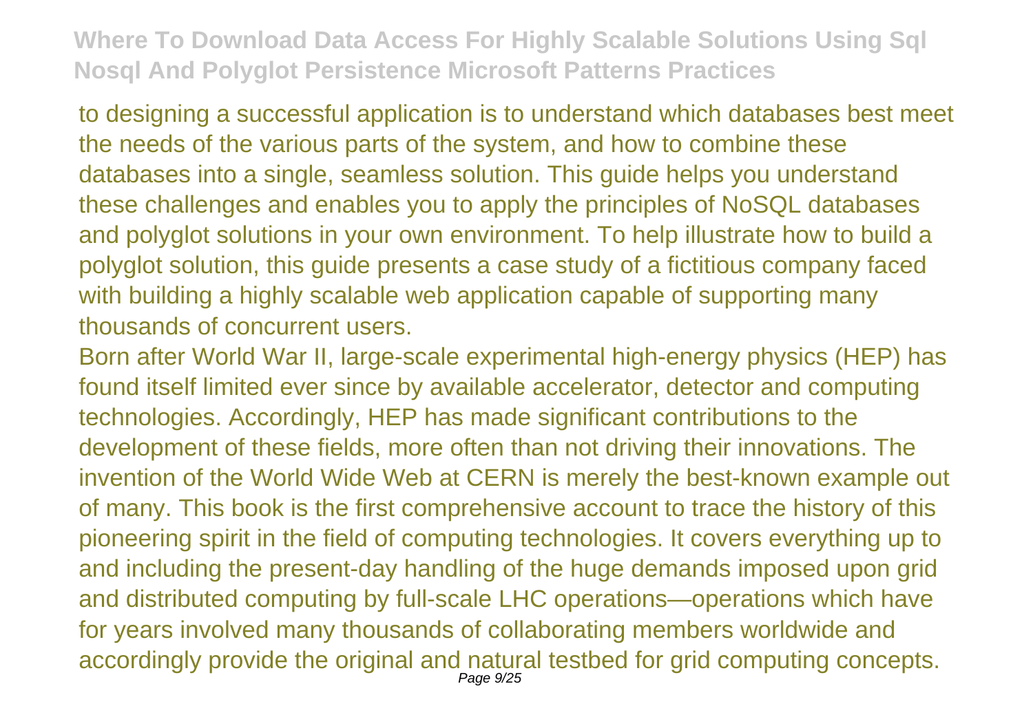to designing a successful application is to understand which databases best meet the needs of the various parts of the system, and how to combine these databases into a single, seamless solution. This guide helps you understand these challenges and enables you to apply the principles of NoSQL databases and polyglot solutions in your own environment. To help illustrate how to build a polyglot solution, this guide presents a case study of a fictitious company faced with building a highly scalable web application capable of supporting many thousands of concurrent users.

Born after World War II, large-scale experimental high-energy physics (HEP) has found itself limited ever since by available accelerator, detector and computing technologies. Accordingly, HEP has made significant contributions to the development of these fields, more often than not driving their innovations. The invention of the World Wide Web at CERN is merely the best-known example out of many. This book is the first comprehensive account to trace the history of this pioneering spirit in the field of computing technologies. It covers everything up to and including the present-day handling of the huge demands imposed upon grid and distributed computing by full-scale LHC operations—operations which have for years involved many thousands of collaborating members worldwide and accordingly provide the original and natural testbed for grid computing concepts.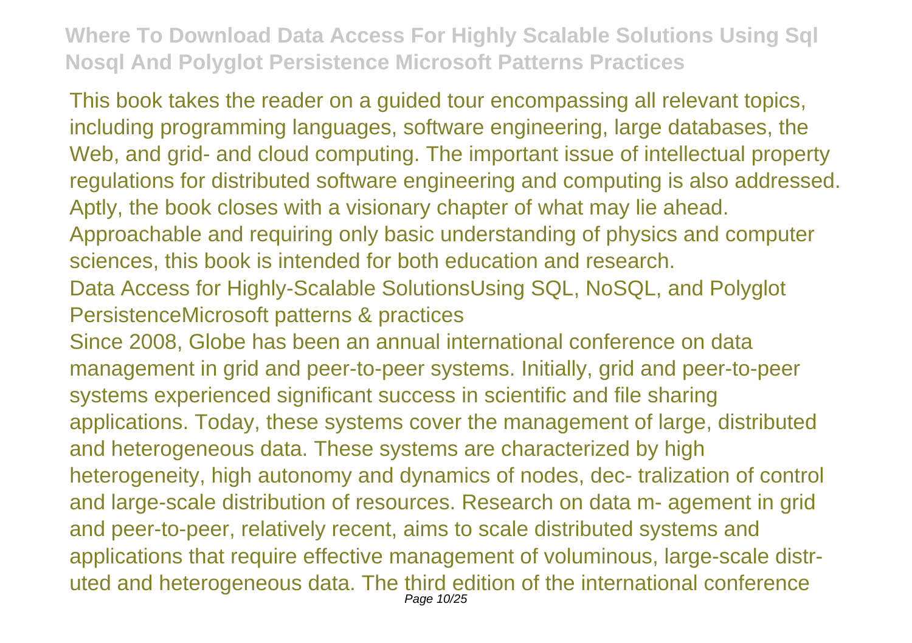This book takes the reader on a guided tour encompassing all relevant topics, including programming languages, software engineering, large databases, the Web, and grid- and cloud computing. The important issue of intellectual property regulations for distributed software engineering and computing is also addressed. Aptly, the book closes with a visionary chapter of what may lie ahead. Approachable and requiring only basic understanding of physics and computer sciences, this book is intended for both education and research.

Data Access for Highly-Scalable SolutionsUsing SQL, NoSQL, and Polyglot PersistenceMicrosoft patterns & practices

Since 2008, Globe has been an annual international conference on data management in grid and peer-to-peer systems. Initially, grid and peer-to-peer systems experienced significant success in scientific and file sharing applications. Today, these systems cover the management of large, distributed and heterogeneous data. These systems are characterized by high heterogeneity, high autonomy and dynamics of nodes, dec- tralization of control and large-scale distribution of resources. Research on data m- agement in grid and peer-to-peer, relatively recent, aims to scale distributed systems and applications that require effective management of voluminous, large-scale distr- uted and heterogeneous data. The third edition of the international conference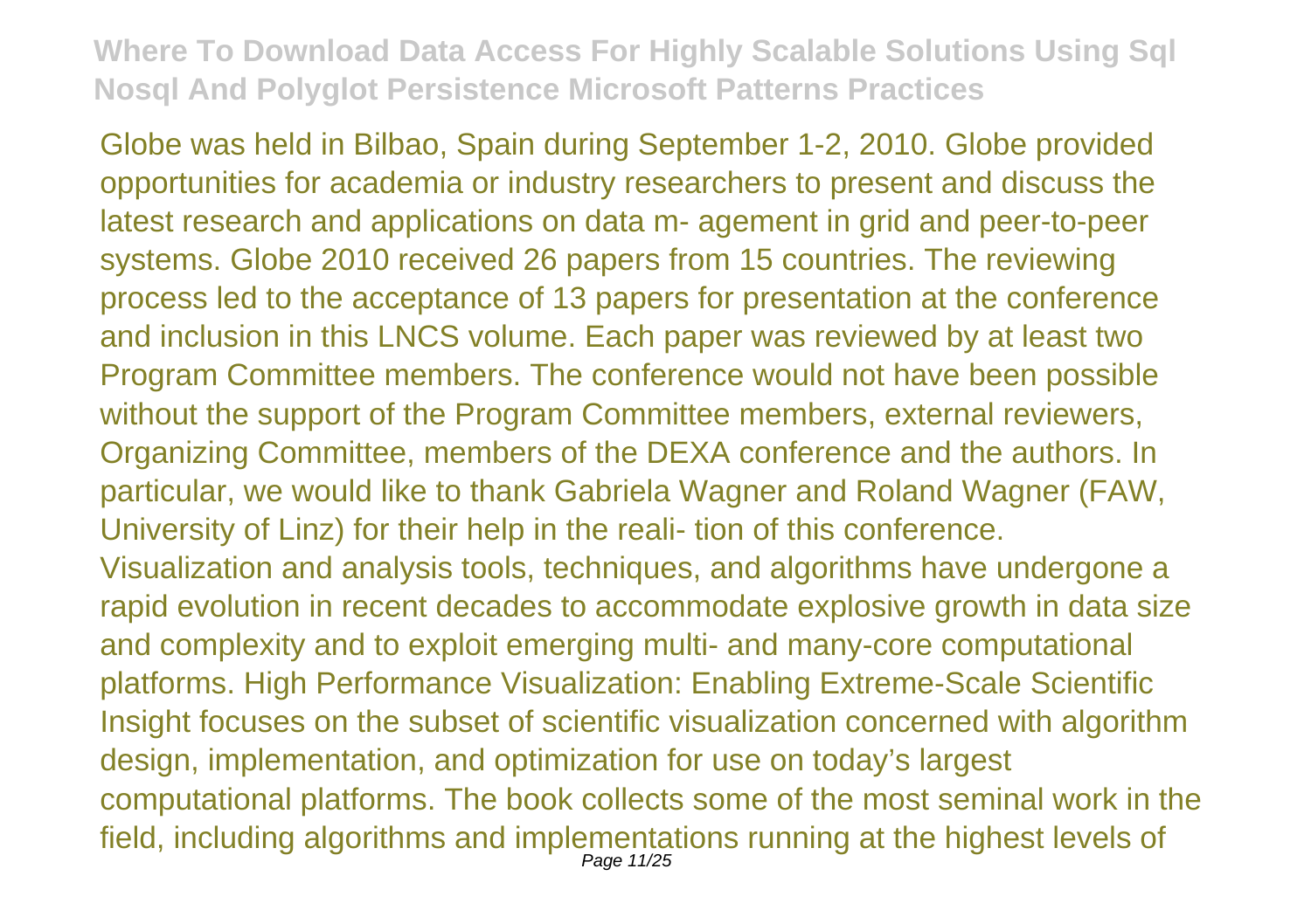Globe was held in Bilbao, Spain during September 1-2, 2010. Globe provided opportunities for academia or industry researchers to present and discuss the latest research and applications on data m- agement in grid and peer-to-peer systems. Globe 2010 received 26 papers from 15 countries. The reviewing process led to the acceptance of 13 papers for presentation at the conference and inclusion in this LNCS volume. Each paper was reviewed by at least two Program Committee members. The conference would not have been possible without the support of the Program Committee members, external reviewers, Organizing Committee, members of the DEXA conference and the authors. In particular, we would like to thank Gabriela Wagner and Roland Wagner (FAW, University of Linz) for their help in the reali- tion of this conference.

Visualization and analysis tools, techniques, and algorithms have undergone a rapid evolution in recent decades to accommodate explosive growth in data size and complexity and to exploit emerging multi- and many-core computational platforms. High Performance Visualization: Enabling Extreme-Scale Scientific Insight focuses on the subset of scientific visualization concerned with algorithm design, implementation, and optimization for use on today's largest computational platforms. The book collects some of the most seminal work in the field, including algorithms and implementations running at the highest levels of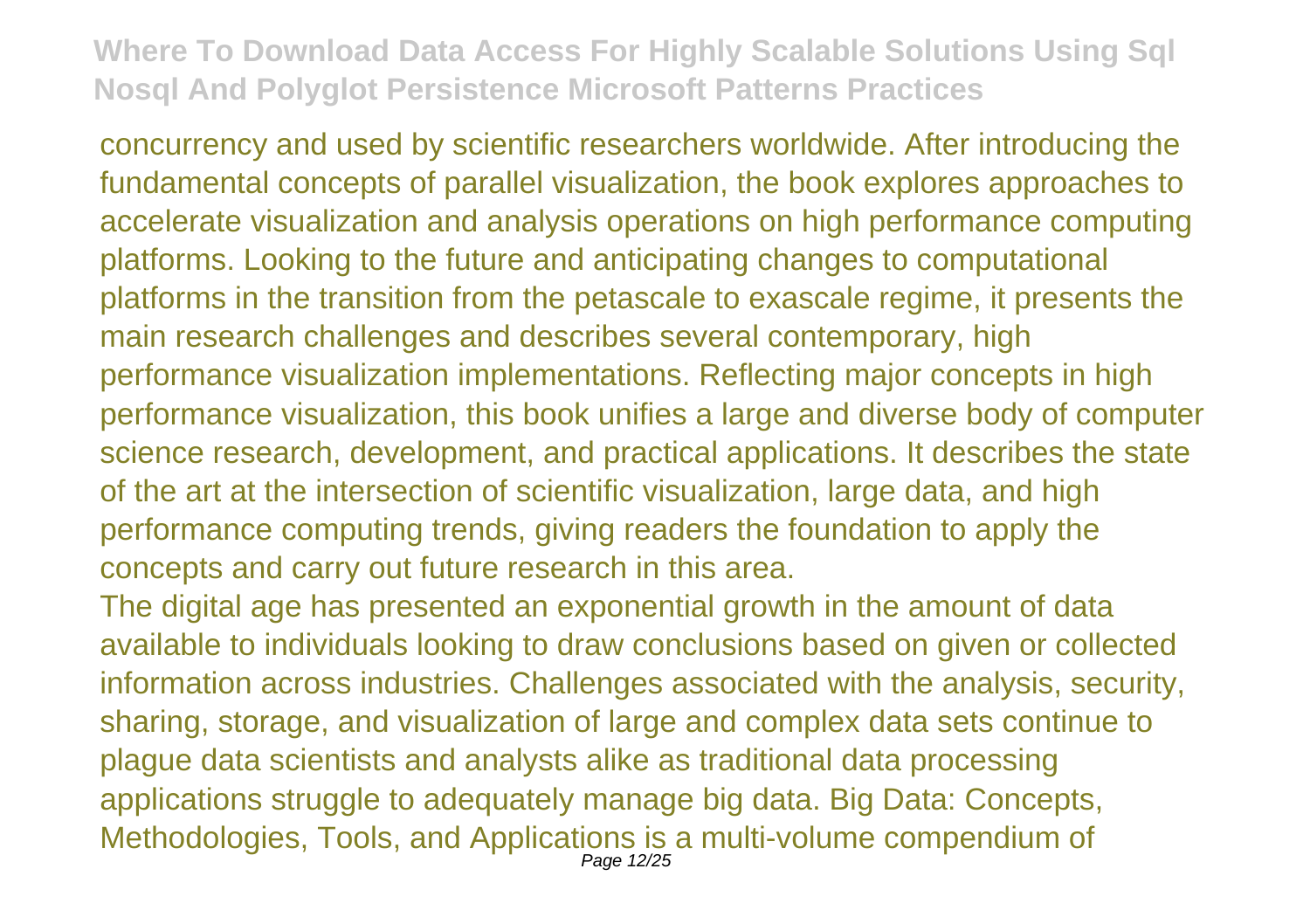concurrency and used by scientific researchers worldwide. After introducing the fundamental concepts of parallel visualization, the book explores approaches to accelerate visualization and analysis operations on high performance computing platforms. Looking to the future and anticipating changes to computational platforms in the transition from the petascale to exascale regime, it presents the main research challenges and describes several contemporary, high performance visualization implementations. Reflecting major concepts in high performance visualization, this book unifies a large and diverse body of computer science research, development, and practical applications. It describes the state of the art at the intersection of scientific visualization, large data, and high performance computing trends, giving readers the foundation to apply the concepts and carry out future research in this area.

The digital age has presented an exponential growth in the amount of data available to individuals looking to draw conclusions based on given or collected information across industries. Challenges associated with the analysis, security, sharing, storage, and visualization of large and complex data sets continue to plague data scientists and analysts alike as traditional data processing applications struggle to adequately manage big data. Big Data: Concepts, Methodologies, Tools, and Applications is a multi-volume compendium of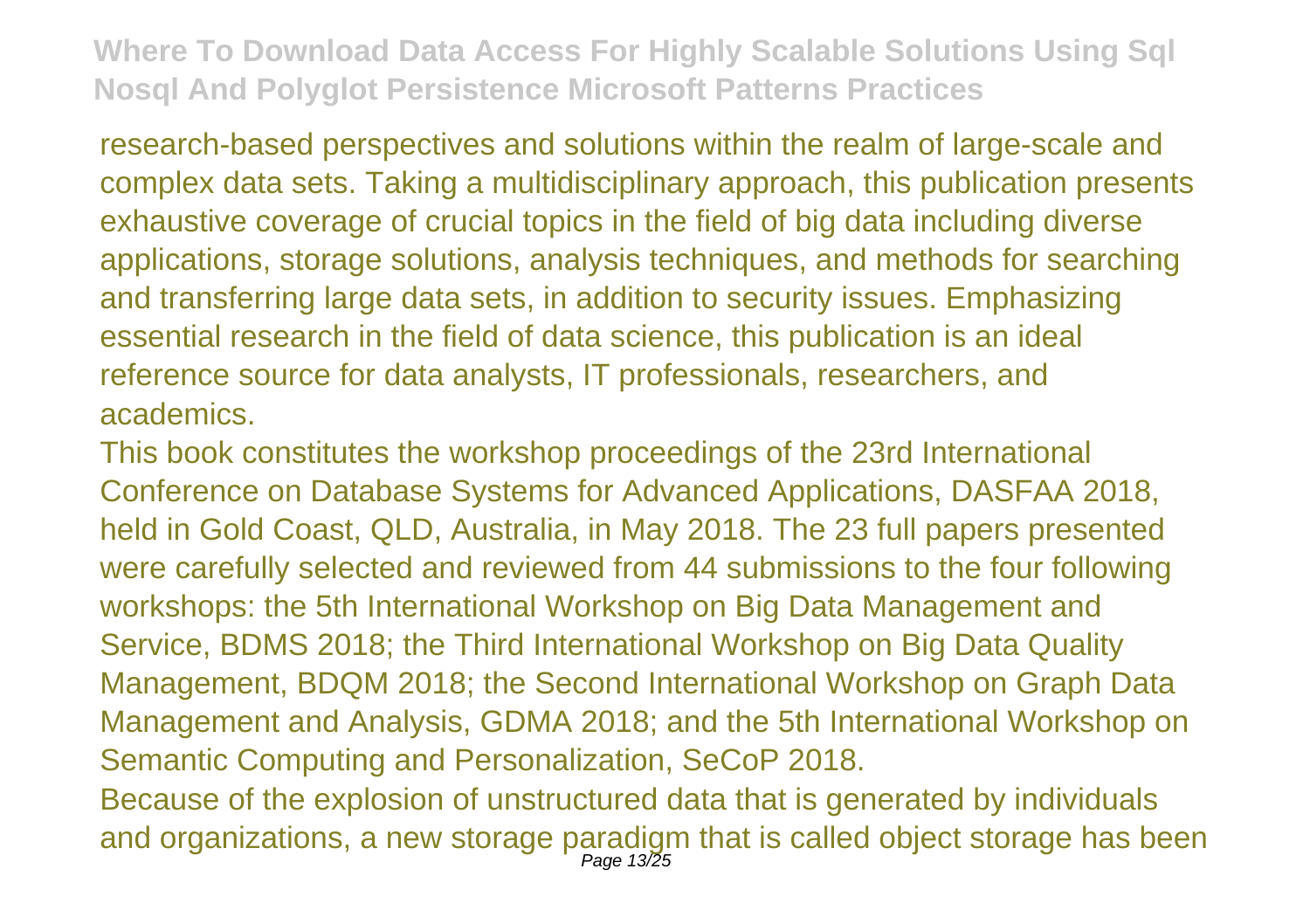research-based perspectives and solutions within the realm of large-scale and complex data sets. Taking a multidisciplinary approach, this publication presents exhaustive coverage of crucial topics in the field of big data including diverse applications, storage solutions, analysis techniques, and methods for searching and transferring large data sets, in addition to security issues. Emphasizing essential research in the field of data science, this publication is an ideal reference source for data analysts, IT professionals, researchers, and academics.

This book constitutes the workshop proceedings of the 23rd International Conference on Database Systems for Advanced Applications, DASFAA 2018, held in Gold Coast, QLD, Australia, in May 2018. The 23 full papers presented were carefully selected and reviewed from 44 submissions to the four following workshops: the 5th International Workshop on Big Data Management and Service, BDMS 2018; the Third International Workshop on Big Data Quality Management, BDQM 2018; the Second International Workshop on Graph Data Management and Analysis, GDMA 2018; and the 5th International Workshop on Semantic Computing and Personalization, SeCoP 2018.

Because of the explosion of unstructured data that is generated by individuals and organizations, a new storage paradigm that is called object storage has been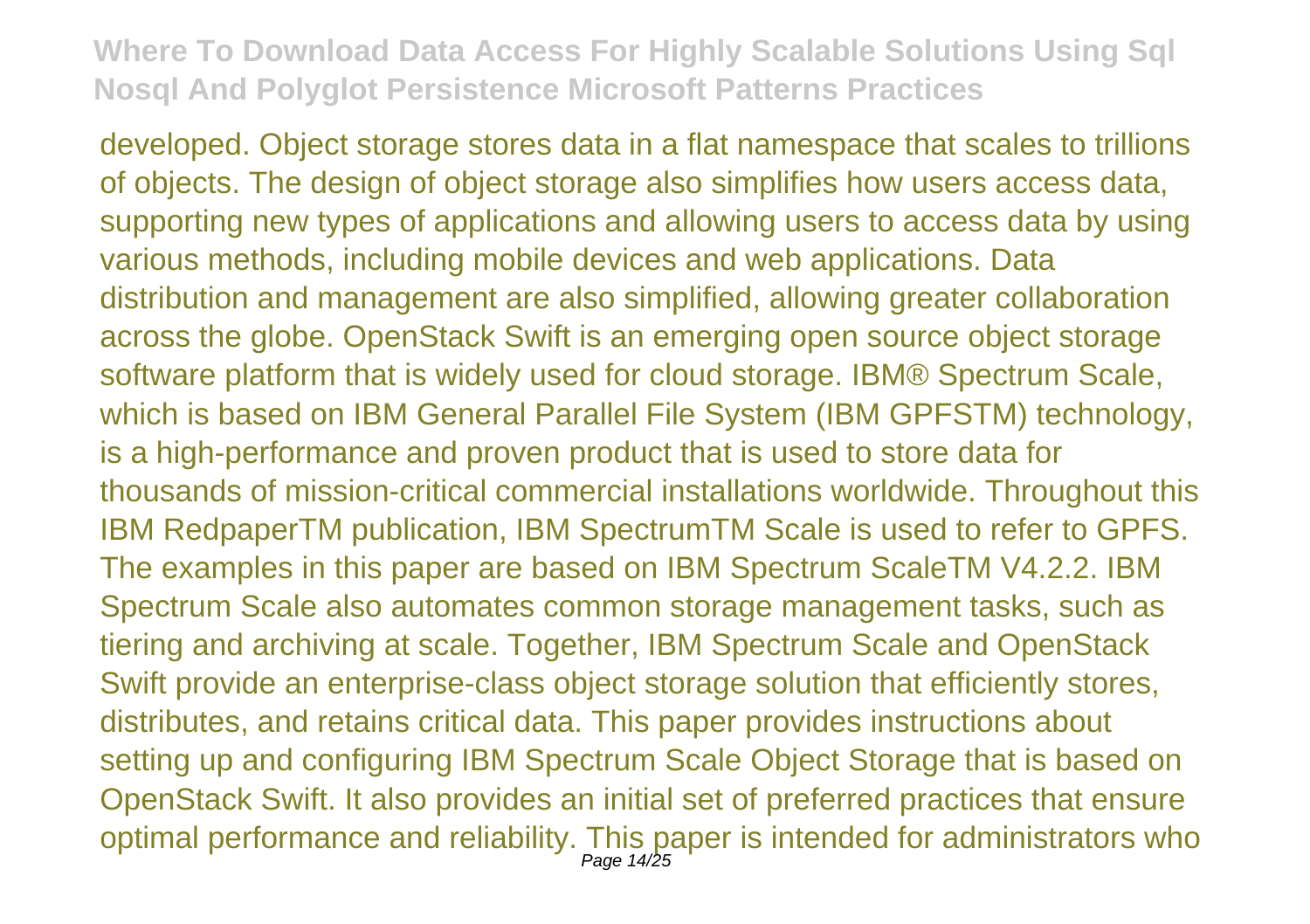developed. Object storage stores data in a flat namespace that scales to trillions of objects. The design of object storage also simplifies how users access data, supporting new types of applications and allowing users to access data by using various methods, including mobile devices and web applications. Data distribution and management are also simplified, allowing greater collaboration across the globe. OpenStack Swift is an emerging open source object storage software platform that is widely used for cloud storage. IBM® Spectrum Scale, which is based on IBM General Parallel File System (IBM GPFSTM) technology, is a high-performance and proven product that is used to store data for thousands of mission-critical commercial installations worldwide. Throughout this IBM RedpaperTM publication, IBM SpectrumTM Scale is used to refer to GPFS. The examples in this paper are based on IBM Spectrum ScaleTM V4.2.2. IBM Spectrum Scale also automates common storage management tasks, such as tiering and archiving at scale. Together, IBM Spectrum Scale and OpenStack Swift provide an enterprise-class object storage solution that efficiently stores, distributes, and retains critical data. This paper provides instructions about setting up and configuring IBM Spectrum Scale Object Storage that is based on OpenStack Swift. It also provides an initial set of preferred practices that ensure optimal performance and reliability. This paper is intended for administrators who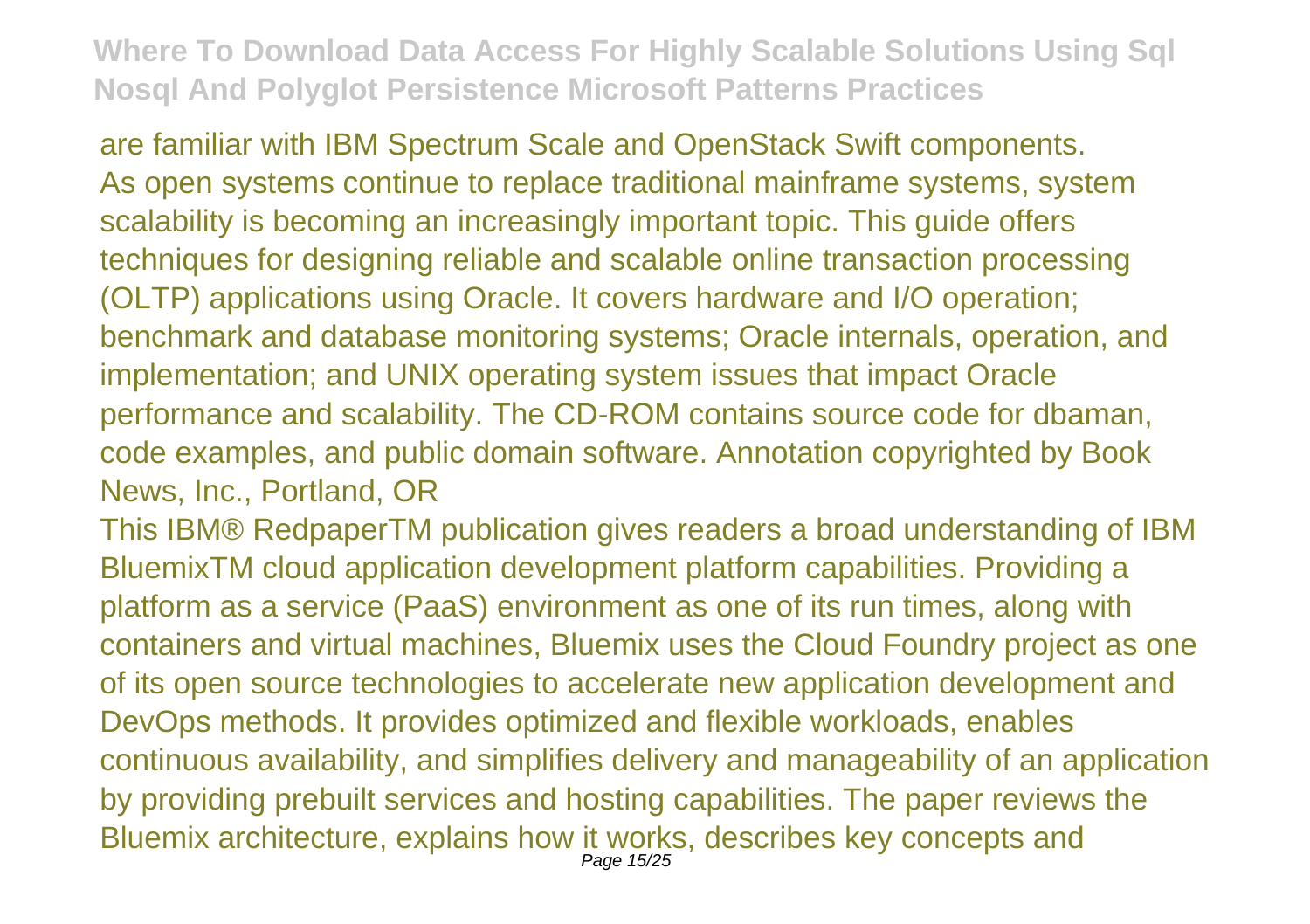are familiar with IBM Spectrum Scale and OpenStack Swift components.
As open systems continue to replace traditional mainframe systems, system scalability is becoming an increasingly important topic. This guide offers techniques for designing reliable and scalable online transaction processing (OLTP) applications using Oracle. It covers hardware and I/O operation; benchmark and database monitoring systems; Oracle internals, operation, and implementation; and UNIX operating system issues that impact Oracle performance and scalability. The CD-ROM contains source code for dbaman, code examples, and public domain software. Annotation copyrighted by Book News, Inc., Portland, OR

This IBM® RedpaperTM publication gives readers a broad understanding of IBM BluemixTM cloud application development platform capabilities. Providing a platform as a service (PaaS) environment as one of its run times, along with containers and virtual machines, Bluemix uses the Cloud Foundry project as one of its open source technologies to accelerate new application development and DevOps methods. It provides optimized and flexible workloads, enables continuous availability, and simplifies delivery and manageability of an application by providing prebuilt services and hosting capabilities. The paper reviews the Bluemix architecture, explains how it works, describes key concepts and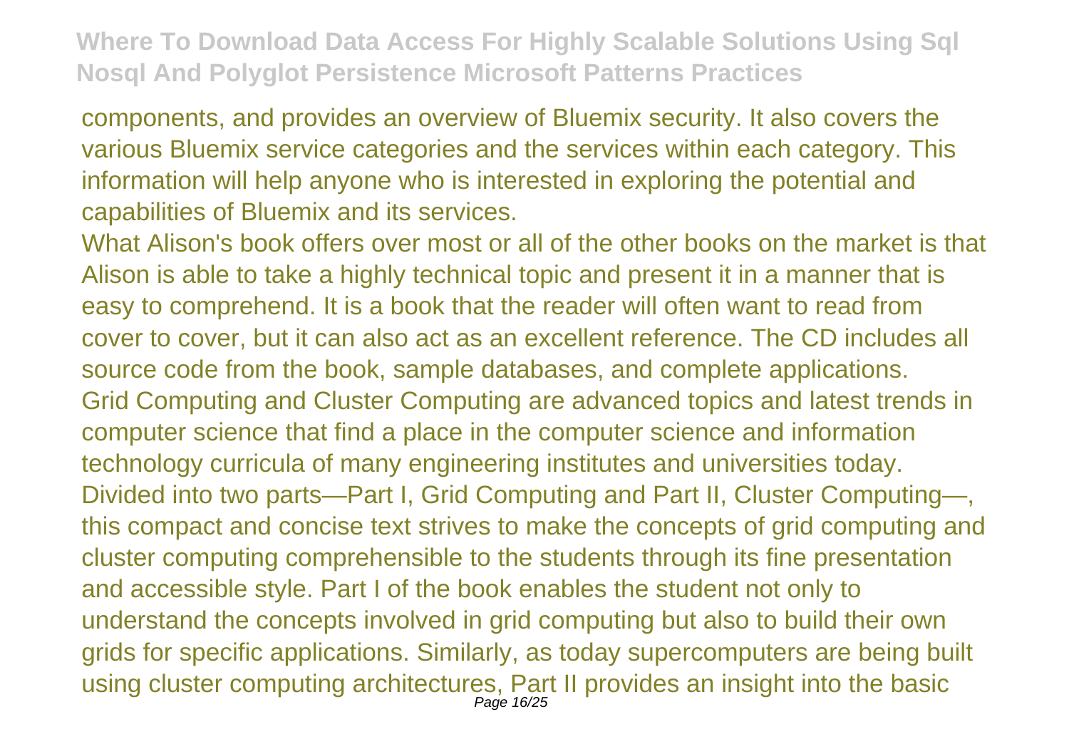components, and provides an overview of Bluemix security. It also covers the various Bluemix service categories and the services within each category. This information will help anyone who is interested in exploring the potential and capabilities of Bluemix and its services.

What Alison's book offers over most or all of the other books on the market is that Alison is able to take a highly technical topic and present it in a manner that is easy to comprehend. It is a book that the reader will often want to read from cover to cover, but it can also act as an excellent reference. The CD includes all source code from the book, sample databases, and complete applications.

Grid Computing and Cluster Computing are advanced topics and latest trends in computer science that find a place in the computer science and information technology curricula of many engineering institutes and universities today. Divided into two parts—Part I, Grid Computing and Part II, Cluster Computing—, this compact and concise text strives to make the concepts of grid computing and cluster computing comprehensible to the students through its fine presentation and accessible style. Part I of the book enables the student not only to understand the concepts involved in grid computing but also to build their own grids for specific applications. Similarly, as today supercomputers are being built using cluster computing architectures, Part II provides an insight into the basic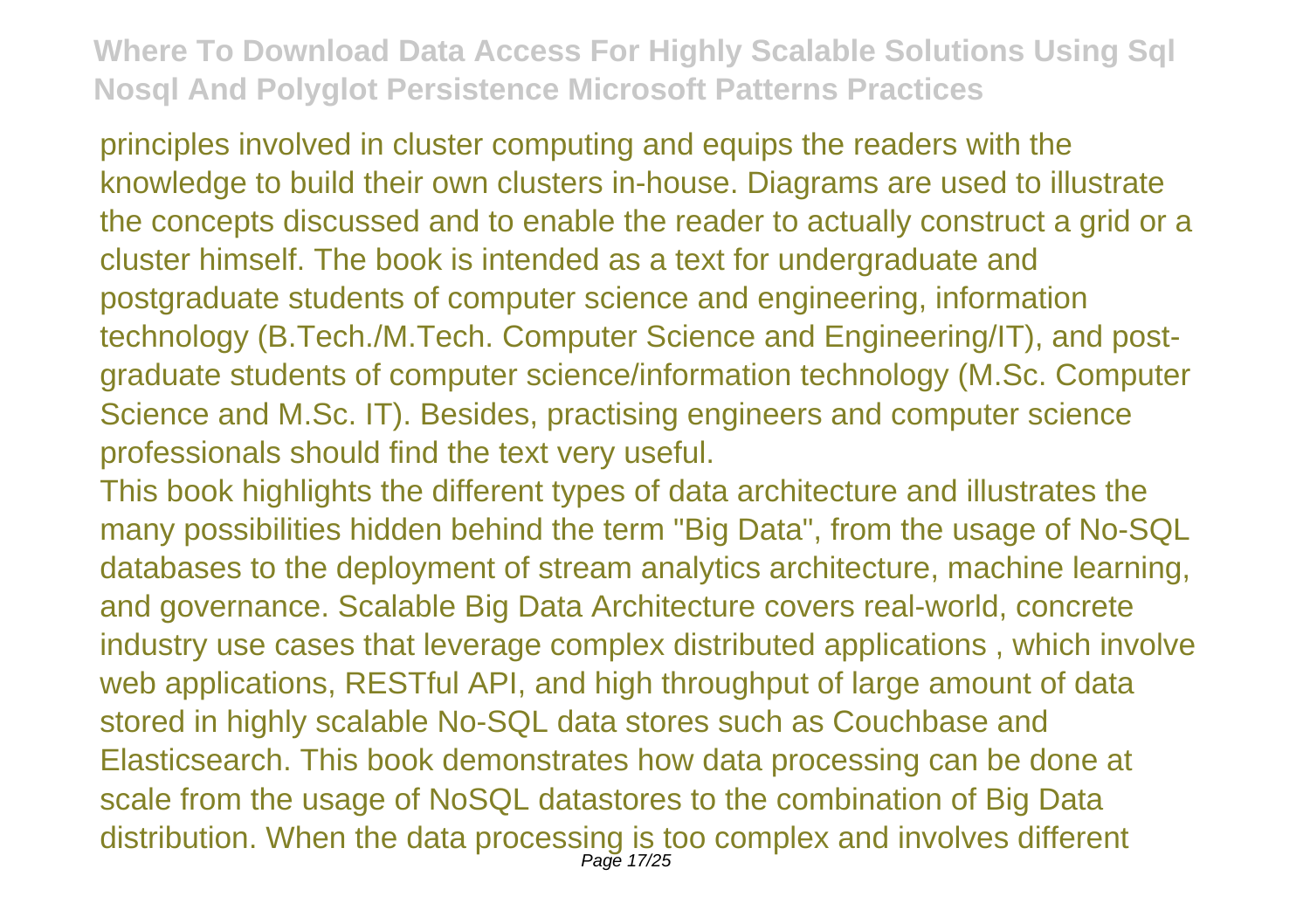principles involved in cluster computing and equips the readers with the knowledge to build their own clusters in-house. Diagrams are used to illustrate the concepts discussed and to enable the reader to actually construct a grid or a cluster himself. The book is intended as a text for undergraduate and postgraduate students of computer science and engineering, information technology (B.Tech./M.Tech. Computer Science and Engineering/IT), and post-graduate students of computer science/information technology (M.Sc. Computer Science and M.Sc. IT). Besides, practising engineers and computer science professionals should find the text very useful.

This book highlights the different types of data architecture and illustrates the many possibilities hidden behind the term "Big Data", from the usage of No-SQL databases to the deployment of stream analytics architecture, machine learning, and governance. Scalable Big Data Architecture covers real-world, concrete industry use cases that leverage complex distributed applications , which involve web applications, RESTful API, and high throughput of large amount of data stored in highly scalable No-SQL data stores such as Couchbase and Elasticsearch. This book demonstrates how data processing can be done at scale from the usage of NoSQL datastores to the combination of Big Data distribution. When the data processing is too complex and involves different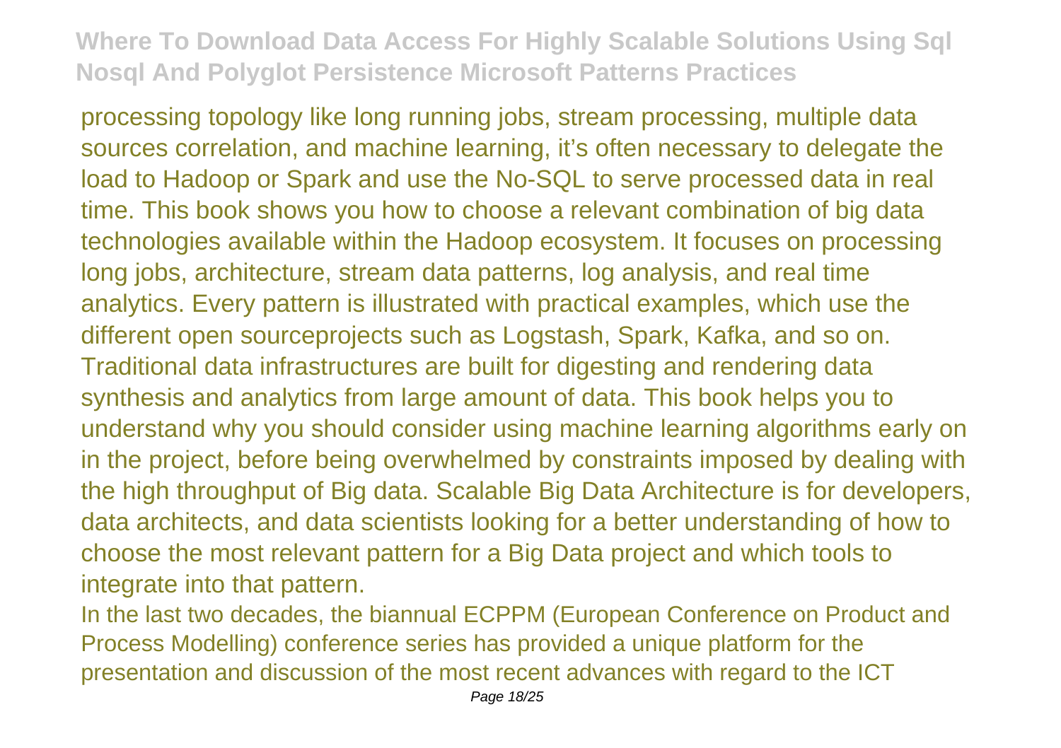processing topology like long running jobs, stream processing, multiple data sources correlation, and machine learning, it's often necessary to delegate the load to Hadoop or Spark and use the No-SQL to serve processed data in real time. This book shows you how to choose a relevant combination of big data technologies available within the Hadoop ecosystem. It focuses on processing long jobs, architecture, stream data patterns, log analysis, and real time analytics. Every pattern is illustrated with practical examples, which use the different open sourceprojects such as Logstash, Spark, Kafka, and so on. Traditional data infrastructures are built for digesting and rendering data synthesis and analytics from large amount of data. This book helps you to understand why you should consider using machine learning algorithms early on in the project, before being overwhelmed by constraints imposed by dealing with the high throughput of Big data. Scalable Big Data Architecture is for developers, data architects, and data scientists looking for a better understanding of how to choose the most relevant pattern for a Big Data project and which tools to integrate into that pattern.

In the last two decades, the biannual ECPPM (European Conference on Product and Process Modelling) conference series has provided a unique platform for the presentation and discussion of the most recent advances with regard to the ICT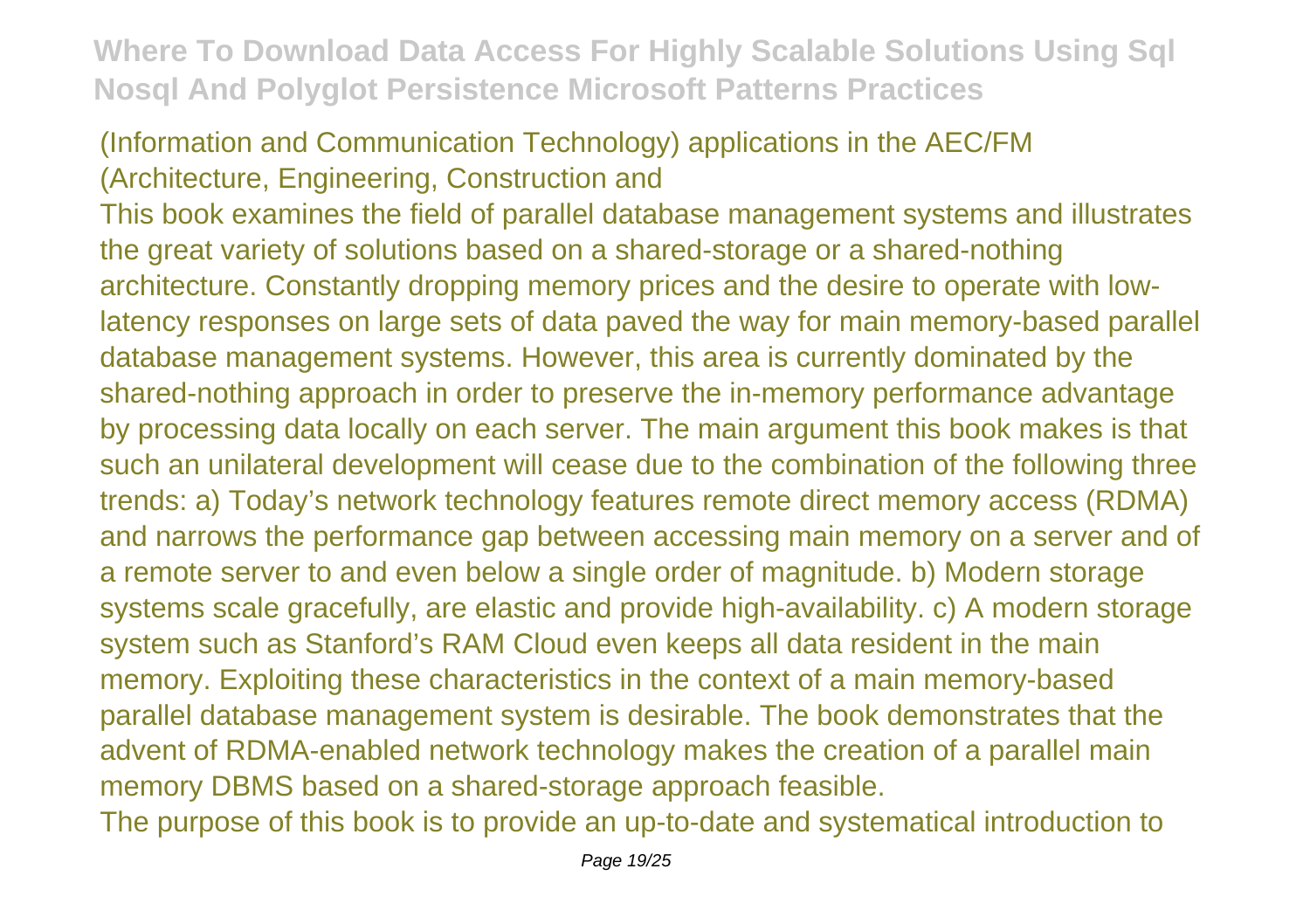(Information and Communication Technology) applications in the AEC/FM (Architecture, Engineering, Construction and

This book examines the field of parallel database management systems and illustrates the great variety of solutions based on a shared-storage or a shared-nothing architecture. Constantly dropping memory prices and the desire to operate with low-latency responses on large sets of data paved the way for main memory-based parallel database management systems. However, this area is currently dominated by the shared-nothing approach in order to preserve the in-memory performance advantage by processing data locally on each server. The main argument this book makes is that such an unilateral development will cease due to the combination of the following three trends: a) Today's network technology features remote direct memory access (RDMA) and narrows the performance gap between accessing main memory on a server and of a remote server to and even below a single order of magnitude. b) Modern storage systems scale gracefully, are elastic and provide high-availability. c) A modern storage system such as Stanford's RAM Cloud even keeps all data resident in the main memory. Exploiting these characteristics in the context of a main memory-based parallel database management system is desirable. The book demonstrates that the advent of RDMA-enabled network technology makes the creation of a parallel main memory DBMS based on a shared-storage approach feasible.

The purpose of this book is to provide an up-to-date and systematical introduction to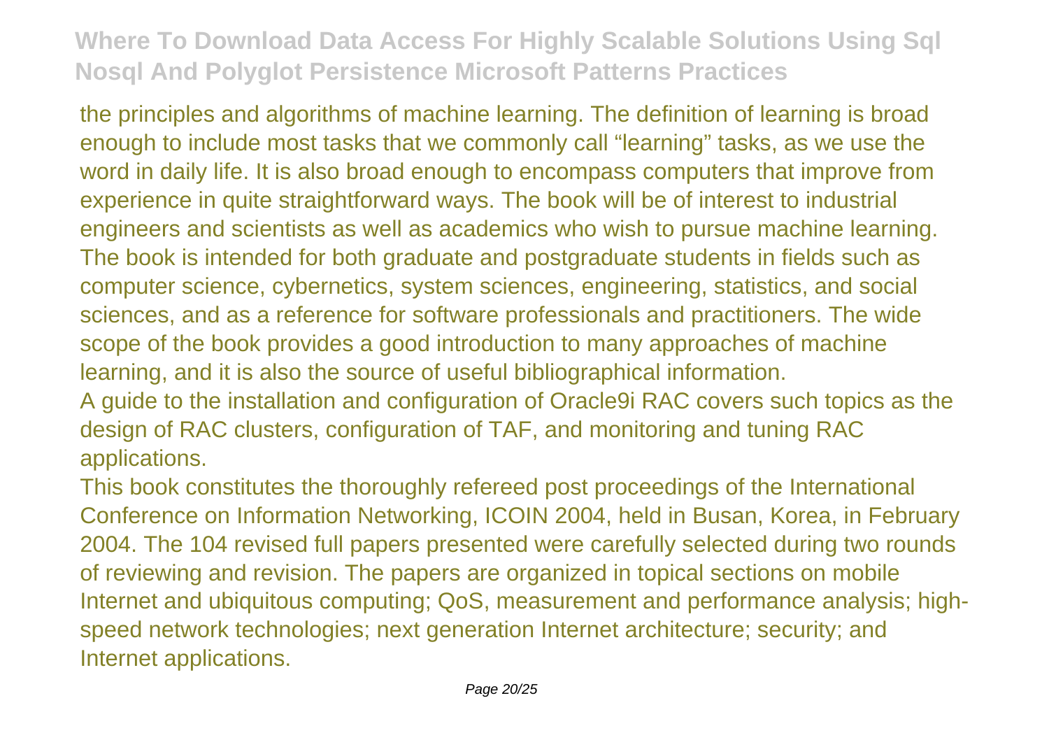the principles and algorithms of machine learning. The definition of learning is broad enough to include most tasks that we commonly call “learning” tasks, as we use the word in daily life. It is also broad enough to encompass computers that improve from experience in quite straightforward ways. The book will be of interest to industrial engineers and scientists as well as academics who wish to pursue machine learning. The book is intended for both graduate and postgraduate students in fields such as computer science, cybernetics, system sciences, engineering, statistics, and social sciences, and as a reference for software professionals and practitioners. The wide scope of the book provides a good introduction to many approaches of machine learning, and it is also the source of useful bibliographical information.

A guide to the installation and configuration of Oracle9i RAC covers such topics as the design of RAC clusters, configuration of TAF, and monitoring and tuning RAC applications.

This book constitutes the thoroughly refereed post proceedings of the International Conference on Information Networking, ICOIN 2004, held in Busan, Korea, in February 2004. The 104 revised full papers presented were carefully selected during two rounds of reviewing and revision. The papers are organized in topical sections on mobile Internet and ubiquitous computing; QoS, measurement and performance analysis; high-speed network technologies; next generation Internet architecture; security; and Internet applications.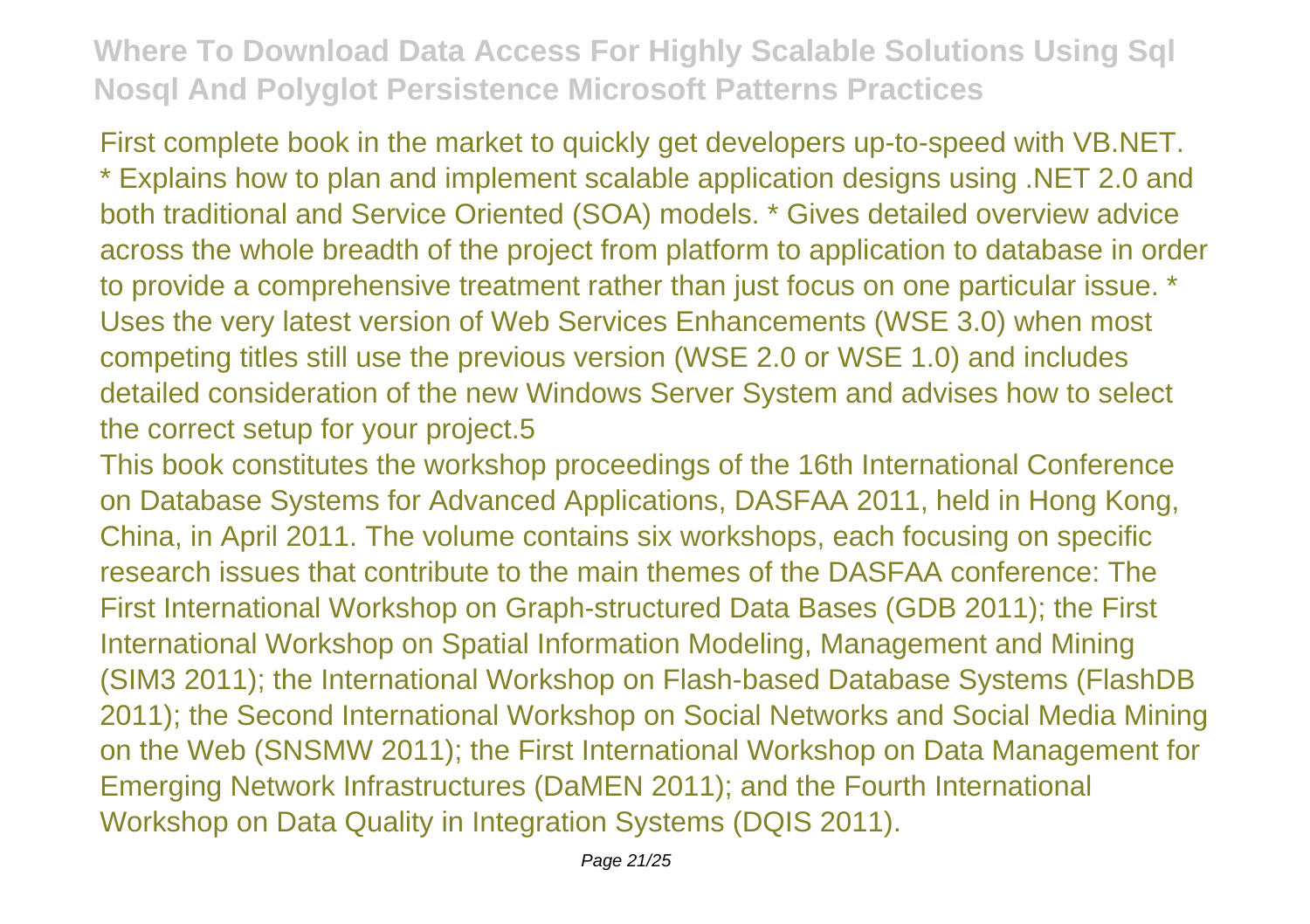First complete book in the market to quickly get developers up-to-speed with VB.NET. * Explains how to plan and implement scalable application designs using .NET 2.0 and both traditional and Service Oriented (SOA) models. * Gives detailed overview advice across the whole breadth of the project from platform to application to database in order to provide a comprehensive treatment rather than just focus on one particular issue. * Uses the very latest version of Web Services Enhancements (WSE 3.0) when most competing titles still use the previous version (WSE 2.0 or WSE 1.0) and includes detailed consideration of the new Windows Server System and advises how to select the correct setup for your project.5

This book constitutes the workshop proceedings of the 16th International Conference on Database Systems for Advanced Applications, DASFAA 2011, held in Hong Kong, China, in April 2011. The volume contains six workshops, each focusing on specific research issues that contribute to the main themes of the DASFAA conference: The First International Workshop on Graph-structured Data Bases (GDB 2011); the First International Workshop on Spatial Information Modeling, Management and Mining (SIM3 2011); the International Workshop on Flash-based Database Systems (FlashDB 2011); the Second International Workshop on Social Networks and Social Media Mining on the Web (SNSMW 2011); the First International Workshop on Data Management for Emerging Network Infrastructures (DaMEN 2011); and the Fourth International Workshop on Data Quality in Integration Systems (DQIS 2011).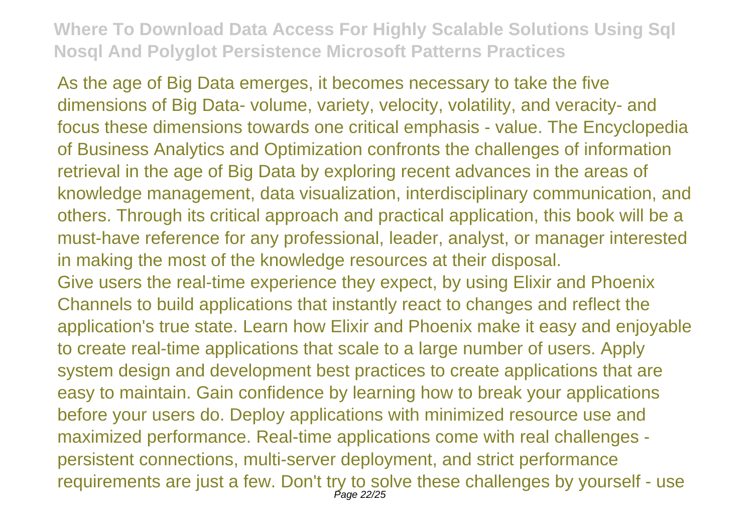As the age of Big Data emerges, it becomes necessary to take the five dimensions of Big Data- volume, variety, velocity, volatility, and veracity- and focus these dimensions towards one critical emphasis - value. The Encyclopedia of Business Analytics and Optimization confronts the challenges of information retrieval in the age of Big Data by exploring recent advances in the areas of knowledge management, data visualization, interdisciplinary communication, and others. Through its critical approach and practical application, this book will be a must-have reference for any professional, leader, analyst, or manager interested in making the most of the knowledge resources at their disposal.

Give users the real-time experience they expect, by using Elixir and Phoenix Channels to build applications that instantly react to changes and reflect the application's true state. Learn how Elixir and Phoenix make it easy and enjoyable to create real-time applications that scale to a large number of users. Apply system design and development best practices to create applications that are easy to maintain. Gain confidence by learning how to break your applications before your users do. Deploy applications with minimized resource use and maximized performance. Real-time applications come with real challenges - persistent connections, multi-server deployment, and strict performance requirements are just a few. Don't try to solve these challenges by yourself - use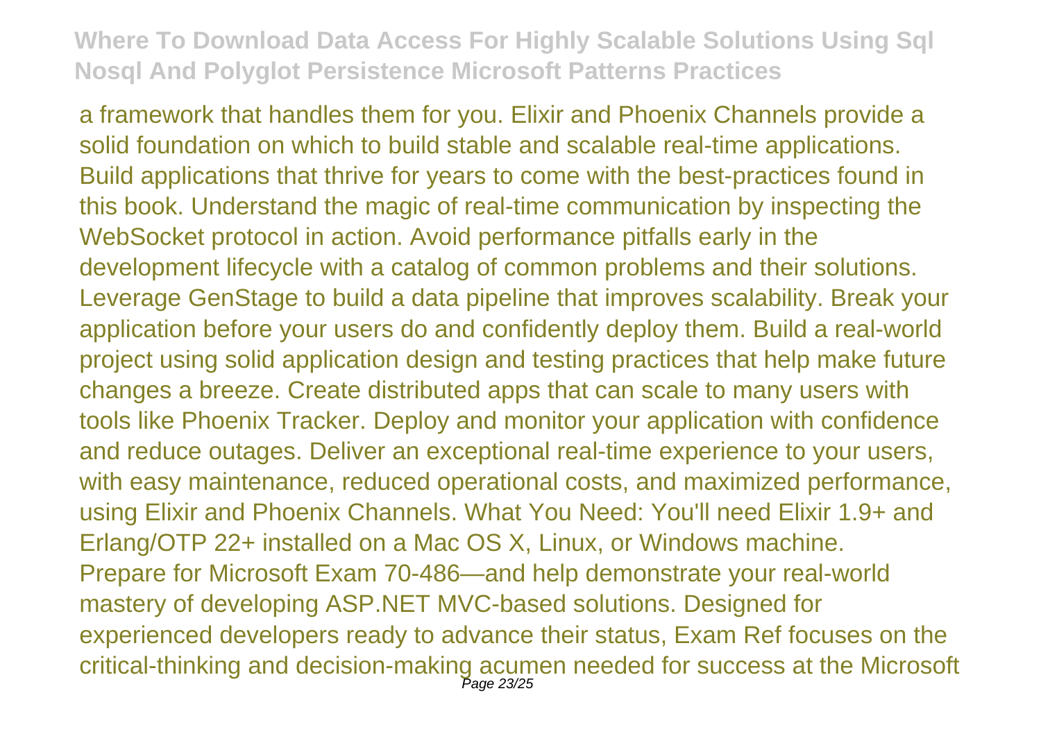a framework that handles them for you. Elixir and Phoenix Channels provide a solid foundation on which to build stable and scalable real-time applications. Build applications that thrive for years to come with the best-practices found in this book. Understand the magic of real-time communication by inspecting the WebSocket protocol in action. Avoid performance pitfalls early in the development lifecycle with a catalog of common problems and their solutions. Leverage GenStage to build a data pipeline that improves scalability. Break your application before your users do and confidently deploy them. Build a real-world project using solid application design and testing practices that help make future changes a breeze. Create distributed apps that can scale to many users with tools like Phoenix Tracker. Deploy and monitor your application with confidence and reduce outages. Deliver an exceptional real-time experience to your users, with easy maintenance, reduced operational costs, and maximized performance, using Elixir and Phoenix Channels. What You Need: You'll need Elixir 1.9+ and Erlang/OTP 22+ installed on a Mac OS X, Linux, or Windows machine.

Prepare for Microsoft Exam 70-486—and help demonstrate your real-world mastery of developing ASP.NET MVC-based solutions. Designed for experienced developers ready to advance their status, Exam Ref focuses on the critical-thinking and decision-making acumen needed for success at the Microsoft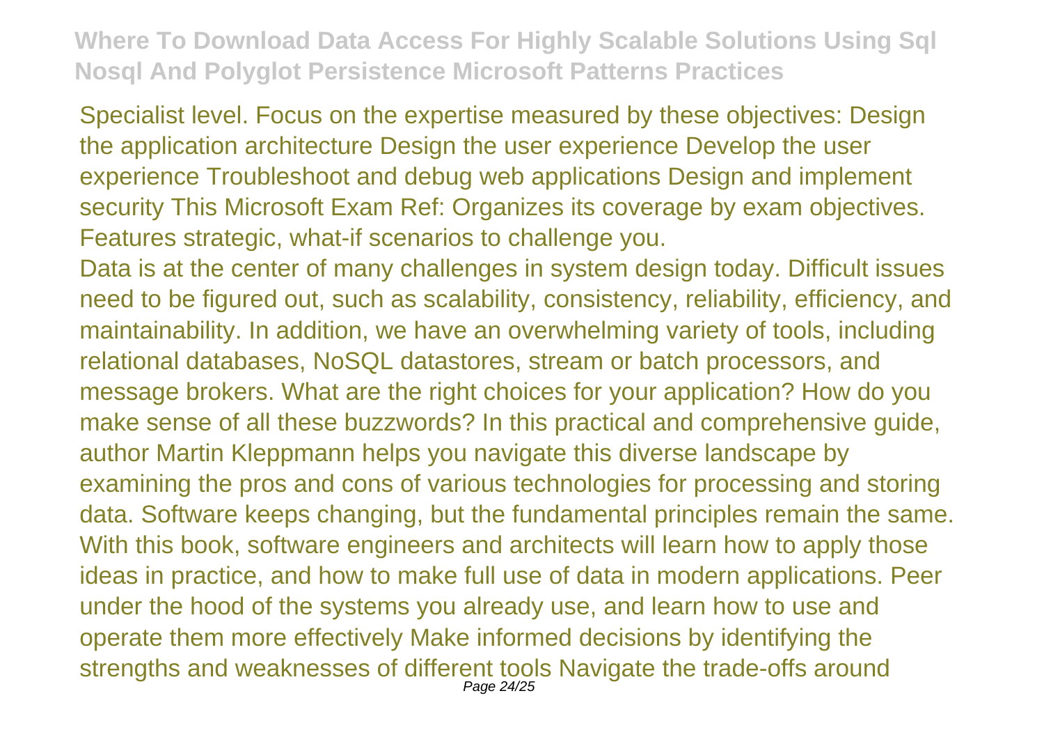Specialist level. Focus on the expertise measured by these objectives: Design the application architecture Design the user experience Develop the user experience Troubleshoot and debug web applications Design and implement security This Microsoft Exam Ref: Organizes its coverage by exam objectives. Features strategic, what-if scenarios to challenge you.

Data is at the center of many challenges in system design today. Difficult issues need to be figured out, such as scalability, consistency, reliability, efficiency, and maintainability. In addition, we have an overwhelming variety of tools, including relational databases, NoSQL datastores, stream or batch processors, and message brokers. What are the right choices for your application? How do you make sense of all these buzzwords? In this practical and comprehensive guide, author Martin Kleppmann helps you navigate this diverse landscape by examining the pros and cons of various technologies for processing and storing data. Software keeps changing, but the fundamental principles remain the same. With this book, software engineers and architects will learn how to apply those ideas in practice, and how to make full use of data in modern applications. Peer under the hood of the systems you already use, and learn how to use and operate them more effectively Make informed decisions by identifying the strengths and weaknesses of different tools Navigate the trade-offs around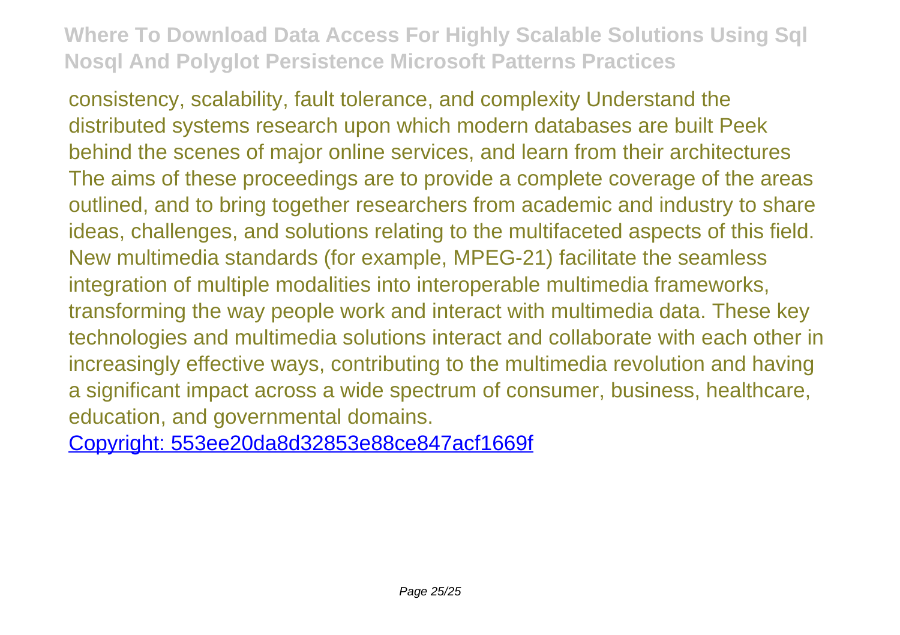consistency, scalability, fault tolerance, and complexity Understand the distributed systems research upon which modern databases are built Peek behind the scenes of major online services, and learn from their architectures The aims of these proceedings are to provide a complete coverage of the areas outlined, and to bring together researchers from academic and industry to share ideas, challenges, and solutions relating to the multifaceted aspects of this field. New multimedia standards (for example, MPEG-21) facilitate the seamless integration of multiple modalities into interoperable multimedia frameworks, transforming the way people work and interact with multimedia data. These key technologies and multimedia solutions interact and collaborate with each other in increasingly effective ways, contributing to the multimedia revolution and having a significant impact across a wide spectrum of consumer, business, healthcare, education, and governmental domains.

Copyright: 553ee20da8d32853e88ce847acf1669f